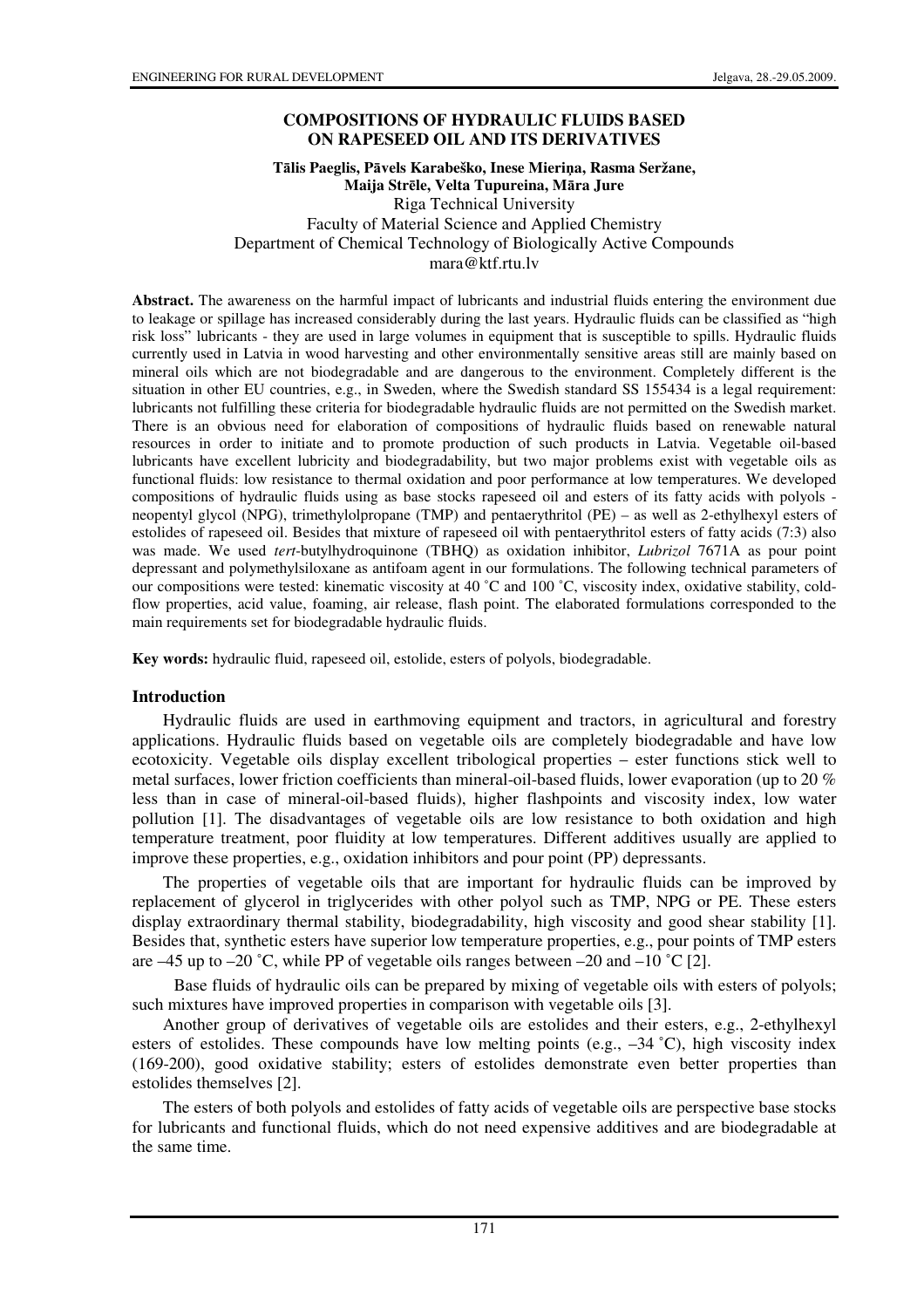# COMPOSITIONS OF HYDRAULIC FLUIDS BASED ON RAPESEED OIL AND ITS DERIVATIVES

**Tālis Paeglis, Pāvels Karabeško, Inese Mieriņa, Rasma Seržane, Maija Strēle, Velta Tupureina, Māra Jure**

Riga Technical University
Faculty of Material Science and Applied Chemistry
Department of Chemical Technology of Biologically Active Compounds
mara@ktf.rtu.lv

**Abstract.** The awareness on the harmful impact of lubricants and industrial fluids entering the environment due to leakage or spillage has increased considerably during the last years. Hydraulic fluids can be classified as "high risk loss" lubricants - they are used in large volumes in equipment that is susceptible to spills. Hydraulic fluids currently used in Latvia in wood harvesting and other environmentally sensitive areas still are mainly based on mineral oils which are not biodegradable and are dangerous to the environment. Completely different is the situation in other EU countries, e.g., in Sweden, where the Swedish standard SS 155434 is a legal requirement: lubricants not fulfilling these criteria for biodegradable hydraulic fluids are not permitted on the Swedish market. There is an obvious need for elaboration of compositions of hydraulic fluids based on renewable natural resources in order to initiate and to promote production of such products in Latvia. Vegetable oil-based lubricants have excellent lubricity and biodegradability, but two major problems exist with vegetable oils as functional fluids: low resistance to thermal oxidation and poor performance at low temperatures. We developed compositions of hydraulic fluids using as base stocks rapeseed oil and esters of its fatty acids with polyols - neopentyl glycol (NPG), trimethylolpropane (TMP) and pentaerythritol (PE) – as well as 2-ethylhexyl esters of estolides of rapeseed oil. Besides that mixture of rapeseed oil with pentaerythritol esters of fatty acids (7:3) also was made. We used *tert*-butylhydroquinone (TBHQ) as oxidation inhibitor, *Lubrizol* 7671A as pour point depressant and polymethylsiloxane as antifoam agent in our formulations. The following technical parameters of our compositions were tested: kinematic viscosity at 40 ˚C and 100 ˚C, viscosity index, oxidative stability, cold-flow properties, acid value, foaming, air release, flash point. The elaborated formulations corresponded to the main requirements set for biodegradable hydraulic fluids.

**Key words:** hydraulic fluid, rapeseed oil, estolide, esters of polyols, biodegradable.

## Introduction

Hydraulic fluids are used in earthmoving equipment and tractors, in agricultural and forestry applications. Hydraulic fluids based on vegetable oils are completely biodegradable and have low ecotoxicity. Vegetable oils display excellent tribological properties – ester functions stick well to metal surfaces, lower friction coefficients than mineral-oil-based fluids, lower evaporation (up to 20 % less than in case of mineral-oil-based fluids), higher flashpoints and viscosity index, low water pollution [1]. The disadvantages of vegetable oils are low resistance to both oxidation and high temperature treatment, poor fluidity at low temperatures. Different additives usually are applied to improve these properties, e.g., oxidation inhibitors and pour point (PP) depressants.

The properties of vegetable oils that are important for hydraulic fluids can be improved by replacement of glycerol in triglycerides with other polyol such as TMP, NPG or PE. These esters display extraordinary thermal stability, biodegradability, high viscosity and good shear stability [1]. Besides that, synthetic esters have superior low temperature properties, e.g., pour points of TMP esters are –45 up to –20 ˚C, while PP of vegetable oils ranges between –20 and –10 ˚C [2].

Base fluids of hydraulic oils can be prepared by mixing of vegetable oils with esters of polyols; such mixtures have improved properties in comparison with vegetable oils [3].

Another group of derivatives of vegetable oils are estolides and their esters, e.g., 2-ethylhexyl esters of estolides. These compounds have low melting points (e.g., –34 ˚C), high viscosity index (169-200), good oxidative stability; esters of estolides demonstrate even better properties than estolides themselves [2].

The esters of both polyols and estolides of fatty acids of vegetable oils are perspective base stocks for lubricants and functional fluids, which do not need expensive additives and are biodegradable at the same time.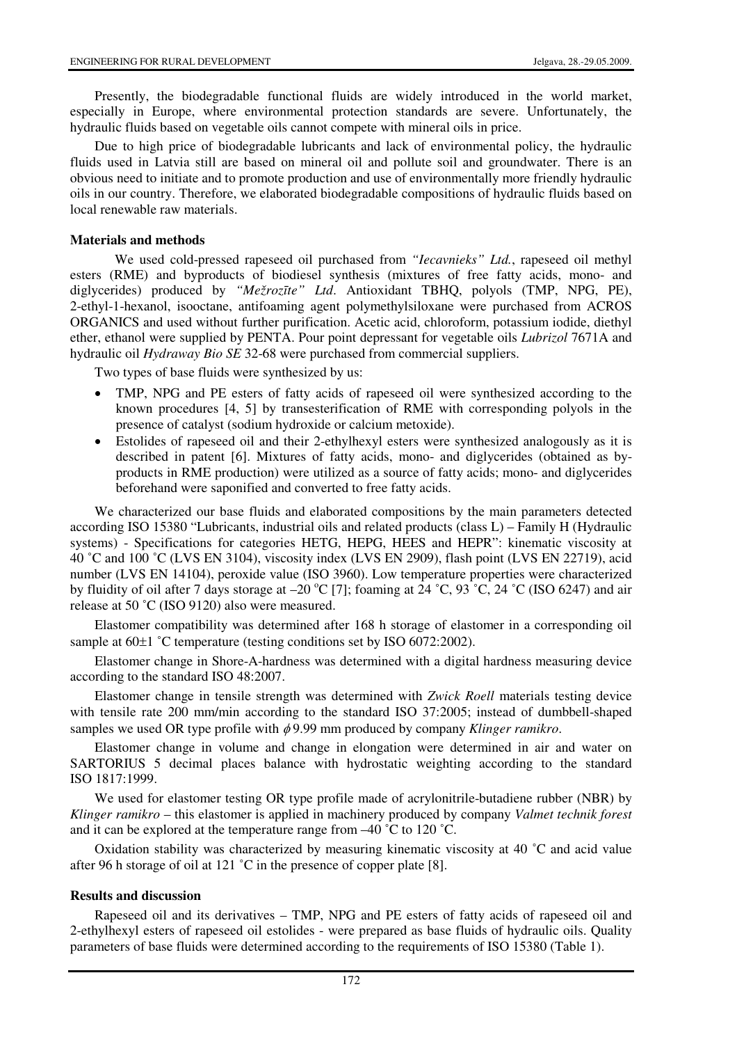Presently, the biodegradable functional fluids are widely introduced in the world market, especially in Europe, where environmental protection standards are severe. Unfortunately, the hydraulic fluids based on vegetable oils cannot compete with mineral oils in price.

Due to high price of biodegradable lubricants and lack of environmental policy, the hydraulic fluids used in Latvia still are based on mineral oil and pollute soil and groundwater. There is an obvious need to initiate and to promote production and use of environmentally more friendly hydraulic oils in our country. Therefore, we elaborated biodegradable compositions of hydraulic fluids based on local renewable raw materials.

## Materials and methods

We used cold-pressed rapeseed oil purchased from *"Iecavnieks" Ltd.*, rapeseed oil methyl esters (RME) and byproducts of biodiesel synthesis (mixtures of free fatty acids, mono- and diglycerides) produced by *"Mežrozīte" Ltd*. Antioxidant TBHQ, polyols (TMP, NPG, PE), 2-ethyl-1-hexanol, isooctane, antifoaming agent polymethylsiloxane were purchased from ACROS ORGANICS and used without further purification. Acetic acid, chloroform, potassium iodide, diethyl ether, ethanol were supplied by PENTA. Pour point depressant for vegetable oils *Lubrizol* 7671A and hydraulic oil *Hydraway Bio SE* 32-68 were purchased from commercial suppliers.

Two types of base fluids were synthesized by us:

- TMP, NPG and PE esters of fatty acids of rapeseed oil were synthesized according to the known procedures [4, 5] by transesterification of RME with corresponding polyols in the presence of catalyst (sodium hydroxide or calcium metoxide).
- Estolides of rapeseed oil and their 2-ethylhexyl esters were synthesized analogously as it is described in patent [6]. Mixtures of fatty acids, mono- and diglycerides (obtained as by-products in RME production) were utilized as a source of fatty acids; mono- and diglycerides beforehand were saponified and converted to free fatty acids.

We characterized our base fluids and elaborated compositions by the main parameters detected according ISO 15380 "Lubricants, industrial oils and related products (class L) – Family H (Hydraulic systems) - Specifications for categories HETG, HEPG, HEES and HEPR": kinematic viscosity at 40 ˚C and 100 ˚C (LVS EN 3104), viscosity index (LVS EN 2909), flash point (LVS EN 22719), acid number (LVS EN 14104), peroxide value (ISO 3960). Low temperature properties were characterized by fluidity of oil after 7 days storage at –20 ºC [7]; foaming at 24 ˚C, 93 ˚C, 24 ˚C (ISO 6247) and air release at 50 ˚C (ISO 9120) also were measured.

Elastomer compatibility was determined after 168 h storage of elastomer in a corresponding oil sample at 60±1 ˚C temperature (testing conditions set by ISO 6072:2002).

Elastomer change in Shore-A-hardness was determined with a digital hardness measuring device according to the standard ISO 48:2007.

Elastomer change in tensile strength was determined with *Zwick Roell* materials testing device with tensile rate 200 mm/min according to the standard ISO 37:2005; instead of dumbbell-shaped samples we used OR type profile with $\phi$ 9.99 mm produced by company *Klinger ramikro*.

Elastomer change in volume and change in elongation were determined in air and water on SARTORIUS 5 decimal places balance with hydrostatic weighting according to the standard ISO 1817:1999.

We used for elastomer testing OR type profile made of acrylonitrile-butadiene rubber (NBR) by *Klinger ramikro* – this elastomer is applied in machinery produced by company *Valmet technik forest* and it can be explored at the temperature range from –40 ˚C to 120 ˚C.

Oxidation stability was characterized by measuring kinematic viscosity at 40 ˚C and acid value after 96 h storage of oil at 121 ˚C in the presence of copper plate [8].

## Results and discussion

Rapeseed oil and its derivatives – TMP, NPG and PE esters of fatty acids of rapeseed oil and 2-ethylhexyl esters of rapeseed oil estolides - were prepared as base fluids of hydraulic oils. Quality parameters of base fluids were determined according to the requirements of ISO 15380 (Table 1).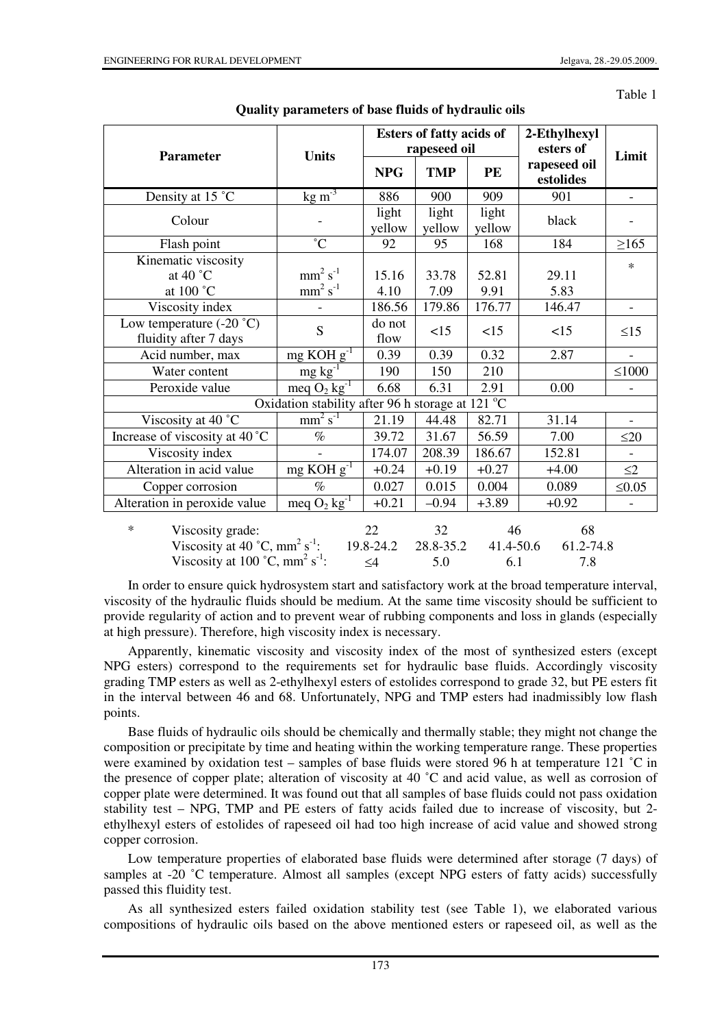Table 1

**Quality parameters of base fluids of hydraulic oils**

| Parameter | Units | Esters of fatty acids of rapeseed oil | | | 2-Ethylhexyl esters of rapeseed oil estolides | Limit |
|---|---|---|---|---|---|---|
| | | NPG | TMP | PE | | |
| Density at 15 ˚C | $kg\ m^{-3}$ | 886 | 900 | 909 | 901 | - |
| Colour | - | light yellow | light yellow | light yellow | black | - |
| Flash point | ˚C | 92 | 95 | 168 | 184 | ≥165 |
| Kinematic viscosity at 40 ˚C | $mm^2\ s^{-1}$ | 15.16 | 33.78 | 52.81 | 29.11 | * |
| at 100 ˚C | $mm^2\ s^{-1}$ | 4.10 | 7.09 | 9.91 | 5.83 | |
| Viscosity index | - | 186.56 | 179.86 | 176.77 | 146.47 | - |
| Low temperature (-20 ˚C) fluidity after 7 days | S | do not flow | <15 | <15 | <15 | ≤15 |
| Acid number, max | $mg\ KOH\ g^{-1}$ | 0.39 | 0.39 | 0.32 | 2.87 | - |
| Water content | $mg\ kg^{-1}$ | 190 | 150 | 210 | | ≤1000 |
| Peroxide value | $meq\ O_2\ kg^{-1}$ | 6.68 | 6.31 | 2.91 | 0.00 | - |
| Oxidation stability after 96 h storage at 121 ºC | | | | | | |
| Viscosity at 40 ˚C | $mm^2\ s^{-1}$ | 21.19 | 44.48 | 82.71 | 31.14 | - |
| Increase of viscosity at 40 ˚C | % | 39.72 | 31.67 | 56.59 | 7.00 | ≤20 |
| Viscosity index | - | 174.07 | 208.39 | 186.67 | 152.81 | - |
| Alteration in acid value | $mg\ KOH\ g^{-1}$ | +0.24 | +0.19 | +0.27 | +4.00 | ≤2 |
| Copper corrosion | % | 0.027 | 0.015 | 0.004 | 0.089 | ≤0.05 |
| Alteration in peroxide value | $meq\ O_2\ kg^{-1}$ | +0.21 | –0.94 | +3.89 | +0.92 | - |

| * | | | | |
|---|---|---|---|---|
| Viscosity grade: | 22 | 32 | 46 | 68 |
| Viscosity at 40 ˚C, $mm^2\ s^{-1}$: | 19.8-24.2 | 28.8-35.2 | 41.4-50.6 | 61.2-74.8 |
| Viscosity at 100 ˚C, $mm^2\ s^{-1}$: | ≤4 | 5.0 | 6.1 | 7.8 |

In order to ensure quick hydrosystem start and satisfactory work at the broad temperature interval, viscosity of the hydraulic fluids should be medium. At the same time viscosity should be sufficient to provide regularity of action and to prevent wear of rubbing components and loss in glands (especially at high pressure). Therefore, high viscosity index is necessary.

Apparently, kinematic viscosity and viscosity index of the most of synthesized esters (except NPG esters) correspond to the requirements set for hydraulic base fluids. Accordingly viscosity grading TMP esters as well as 2-ethylhexyl esters of estolides correspond to grade 32, but PE esters fit in the interval between 46 and 68. Unfortunately, NPG and TMP esters had inadmissibly low flash points.

Base fluids of hydraulic oils should be chemically and thermally stable; they might not change the composition or precipitate by time and heating within the working temperature range. These properties were examined by oxidation test – samples of base fluids were stored 96 h at temperature 121 ˚C in the presence of copper plate; alteration of viscosity at 40 ˚C and acid value, as well as corrosion of copper plate were determined. It was found out that all samples of base fluids could not pass oxidation stability test – NPG, TMP and PE esters of fatty acids failed due to increase of viscosity, but 2-ethylhexyl esters of estolides of rapeseed oil had too high increase of acid value and showed strong copper corrosion.

Low temperature properties of elaborated base fluids were determined after storage (7 days) of samples at -20 ˚C temperature. Almost all samples (except NPG esters of fatty acids) successfully passed this fluidity test.

As all synthesized esters failed oxidation stability test (see Table 1), we elaborated various compositions of hydraulic oils based on the above mentioned esters or rapeseed oil, as well as the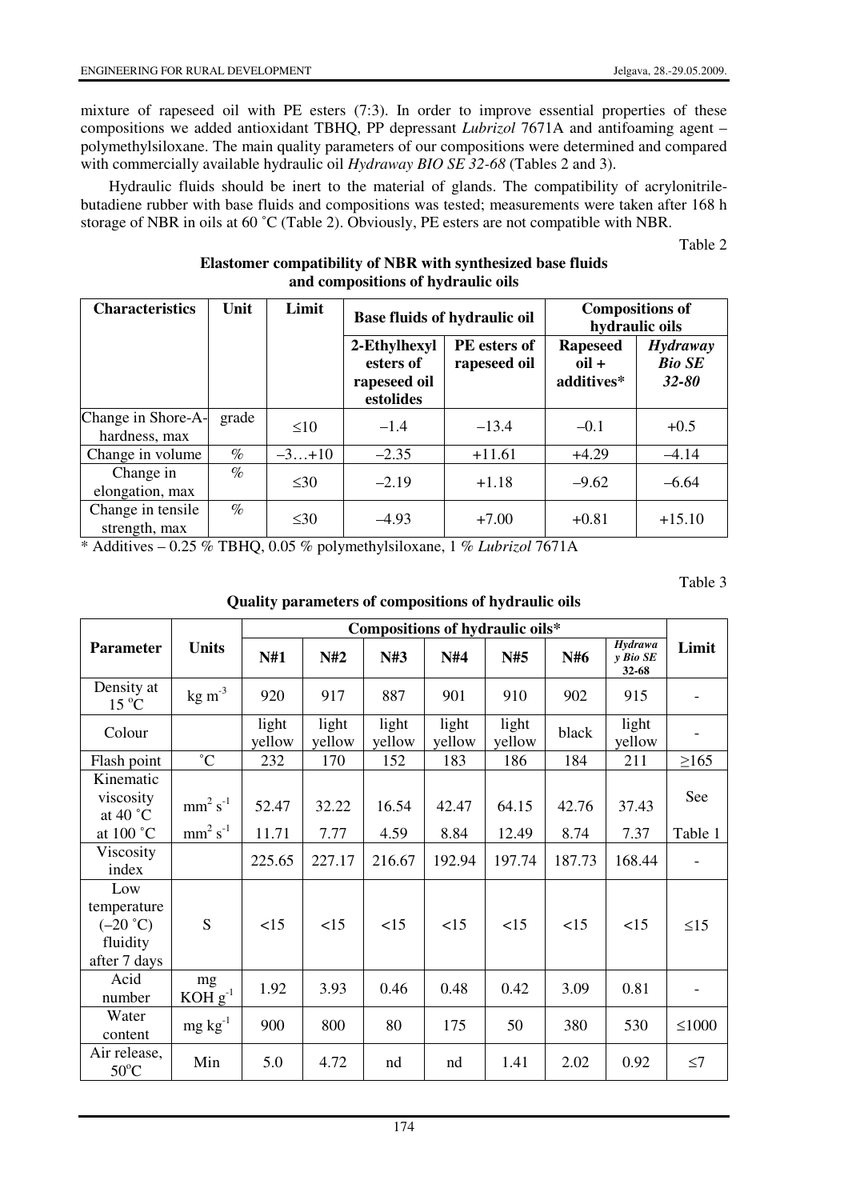mixture of rapeseed oil with PE esters (7:3). In order to improve essential properties of these compositions we added antioxidant TBHQ, PP depressant *Lubrizol* 7671A and antifoaming agent – polymethylsiloxane. The main quality parameters of our compositions were determined and compared with commercially available hydraulic oil *Hydraway BIO SE 32-68* (Tables 2 and 3).

Hydraulic fluids should be inert to the material of glands. The compatibility of acrylonitrile-butadiene rubber with base fluids and compositions was tested; measurements were taken after 168 h storage of NBR in oils at 60 ˚C (Table 2). Obviously, PE esters are not compatible with NBR.

Table 2

**Elastomer compatibility of NBR with synthesized base fluids and compositions of hydraulic oils**

| Characteristics | Unit | Limit | Base fluids of hydraulic oil | | Compositions of hydraulic oils | |
|---|---|---|---|---|---|---|
| | | | 2-Ethylhexyl esters of rapeseed oil estolides | PE esters of rapeseed oil | Rapeseed oil + additives* | *Hydraway Bio SE 32-80* |
| Change in Shore-A-hardness, max | grade | ≤10 | –1.4 | –13.4 | –0.1 | +0.5 |
| Change in volume | % | –3…+10 | –2.35 | +11.61 | +4.29 | –4.14 |
| Change in elongation, max | % | ≤30 | –2.19 | +1.18 | –9.62 | –6.64 |
| Change in tensile strength, max | % | ≤30 | –4.93 | +7.00 | +0.81 | +15.10 |

\* Additives – 0.25 % TBHQ, 0.05 % polymethylsiloxane, 1 % *Lubrizol* 7671A

Table 3

**Quality parameters of compositions of hydraulic oils**

| Parameter | Units | Compositions of hydraulic oils* | | | | | | | Limit |
|---|---|---|---|---|---|---|---|---|---|
| | | N#1 | N#2 | N#3 | N#4 | N#5 | N#6 | *Hydraway Bio SE 32-68* | |
| Density at 15 ºC | kg $m^{-3}$ | 920 | 917 | 887 | 901 | 910 | 902 | 915 | - |
| Colour | | light yellow | light yellow | light yellow | light yellow | light yellow | black | light yellow | - |
| Flash point | ˚C | 232 | 170 | 152 | 183 | 186 | 184 | 211 | ≥165 |
| Kinematic viscosity at 40 ˚C | $mm^2\ s^{-1}$ | 52.47 | 32.22 | 16.54 | 42.47 | 64.15 | 42.76 | 37.43 | See |
| at 100 ˚C | $mm^2\ s^{-1}$ | 11.71 | 7.77 | 4.59 | 8.84 | 12.49 | 8.74 | 7.37 | Table 1 |
| Viscosity index | | 225.65 | 227.17 | 216.67 | 192.94 | 197.74 | 187.73 | 168.44 | - |
| Low temperature (–20 ˚C) fluidity after 7 days | S | <15 | <15 | <15 | <15 | <15 | <15 | <15 | ≤15 |
| Acid number | mg KOH $g^{-1}$ | 1.92 | 3.93 | 0.46 | 0.48 | 0.42 | 3.09 | 0.81 | - |
| Water content | mg $kg^{-1}$ | 900 | 800 | 80 | 175 | 50 | 380 | 530 | ≤1000 |
| Air release, 50ºC | Min | 5.0 | 4.72 | nd | nd | 1.41 | 2.02 | 0.92 | ≤7 |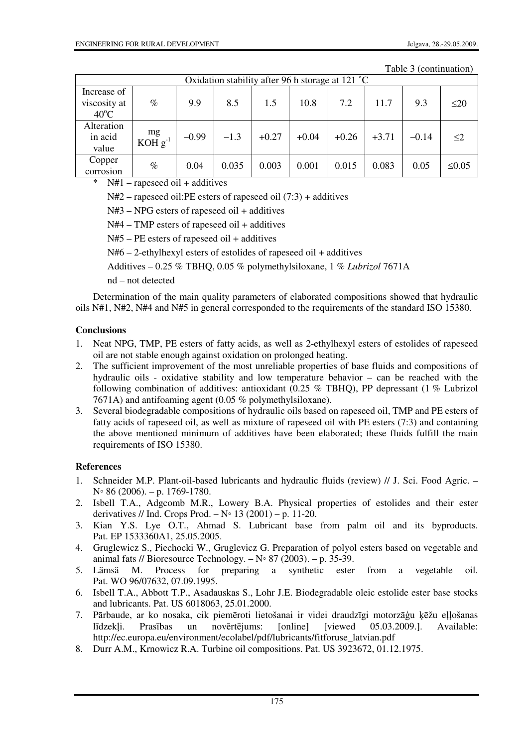Table 3 (continuation)

| Oxidation stability after 96 h storage at 121 °C | | | | | | | | | |
|---|---|---|---|---|---|---|---|---|---|
| Increase of viscosity at 40°C | % | 9.9 | 8.5 | 1.5 | 10.8 | 7.2 | 11.7 | 9.3 | ≤20 |
| Alteration in acid value | mg KOH $g^{-1}$ | –0.99 | –1.3 | +0.27 | +0.04 | +0.26 | +3.71 | –0.14 | ≤2 |
| Copper corrosion | % | 0.04 | 0.035 | 0.003 | 0.001 | 0.015 | 0.083 | 0.05 | ≤0.05 |

\* N#1 – rapeseed oil + additives

N#2 – rapeseed oil:PE esters of rapeseed oil (7:3) + additives

N#3 – NPG esters of rapeseed oil + additives

N#4 – TMP esters of rapeseed oil + additives

N#5 – PE esters of rapeseed oil + additives

N#6 – 2-ethylhexyl esters of estolides of rapeseed oil + additives

Additives – 0.25 % TBHQ, 0.05 % polymethylsiloxane, 1 % *Lubrizol* 7671A

nd – not detected

Determination of the main quality parameters of elaborated compositions showed that hydraulic oils N#1, N#2, N#4 and N#5 in general corresponded to the requirements of the standard ISO 15380.

## Conclusions

1. Neat NPG, TMP, PE esters of fatty acids, as well as 2-ethylhexyl esters of estolides of rapeseed oil are not stable enough against oxidation on prolonged heating.
2. The sufficient improvement of the most unreliable properties of base fluids and compositions of hydraulic oils - oxidative stability and low temperature behavior – can be reached with the following combination of additives: antioxidant (0.25 % TBHQ), PP depressant (1 % Lubrizol 7671A) and antifoaming agent (0.05 % polymethylsiloxane).
3. Several biodegradable compositions of hydraulic oils based on rapeseed oil, TMP and PE esters of fatty acids of rapeseed oil, as well as mixture of rapeseed oil with PE esters (7:3) and containing the above mentioned minimum of additives have been elaborated; these fluids fulfill the main requirements of ISO 15380.

## References

1. Schneider M.P. Plant-oil-based lubricants and hydraulic fluids (review) // J. Sci. Food Agric. – N◦ 86 (2006). – p. 1769-1780.
2. Isbell T.A., Adgcomb M.R., Lowery B.A. Physical properties of estolides and their ester derivatives // Ind. Crops Prod. – N◦ 13 (2001) – p. 11-20.
3. Kian Y.S. Lye O.T., Ahmad S. Lubricant base from palm oil and its byproducts. Pat. EP 1533360A1, 25.05.2005.
4. Gruglewicz S., Piechocki W., Gruglevicz G. Preparation of polyol esters based on vegetable and animal fats // Bioresource Technology. – N◦ 87 (2003). – p. 35-39.
5. Lämsä M. Process for preparing a synthetic ester from a vegetable oil. Pat. WO 96/07632, 07.09.1995.
6. Isbell T.A., Abbott T.P., Asadauskas S., Lohr J.E. Biodegradable oleic estolide ester base stocks and lubricants. Pat. US 6018063, 25.01.2000.
7. Pārbaude, ar ko nosaka, cik piemēroti lietošanai ir videi draudzīgi motorzāģu ķēžu eļļošanas līdzekļi. Prasības un novērtējums: [online] [viewed 05.03.2009.]. Available: http://ec.europa.eu/environment/ecolabel/pdf/lubricants/fitforuse_latvian.pdf
8. Durr A.M., Krnowicz R.A. Turbine oil compositions. Pat. US 3923672, 01.12.1975.